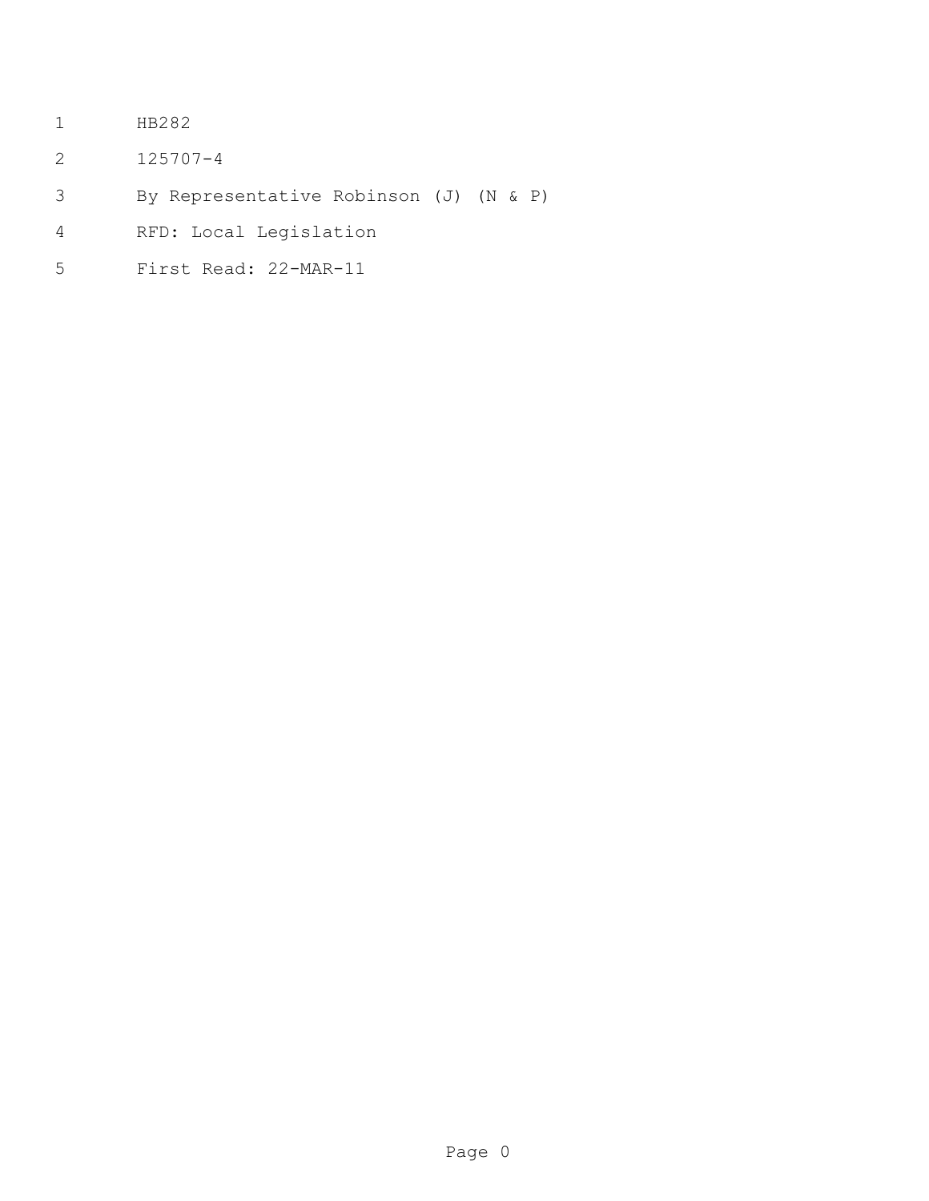HB282

125707-4

By Representative Robinson (J) (N & P)

RFD: Local Legislation

First Read: 22-MAR-11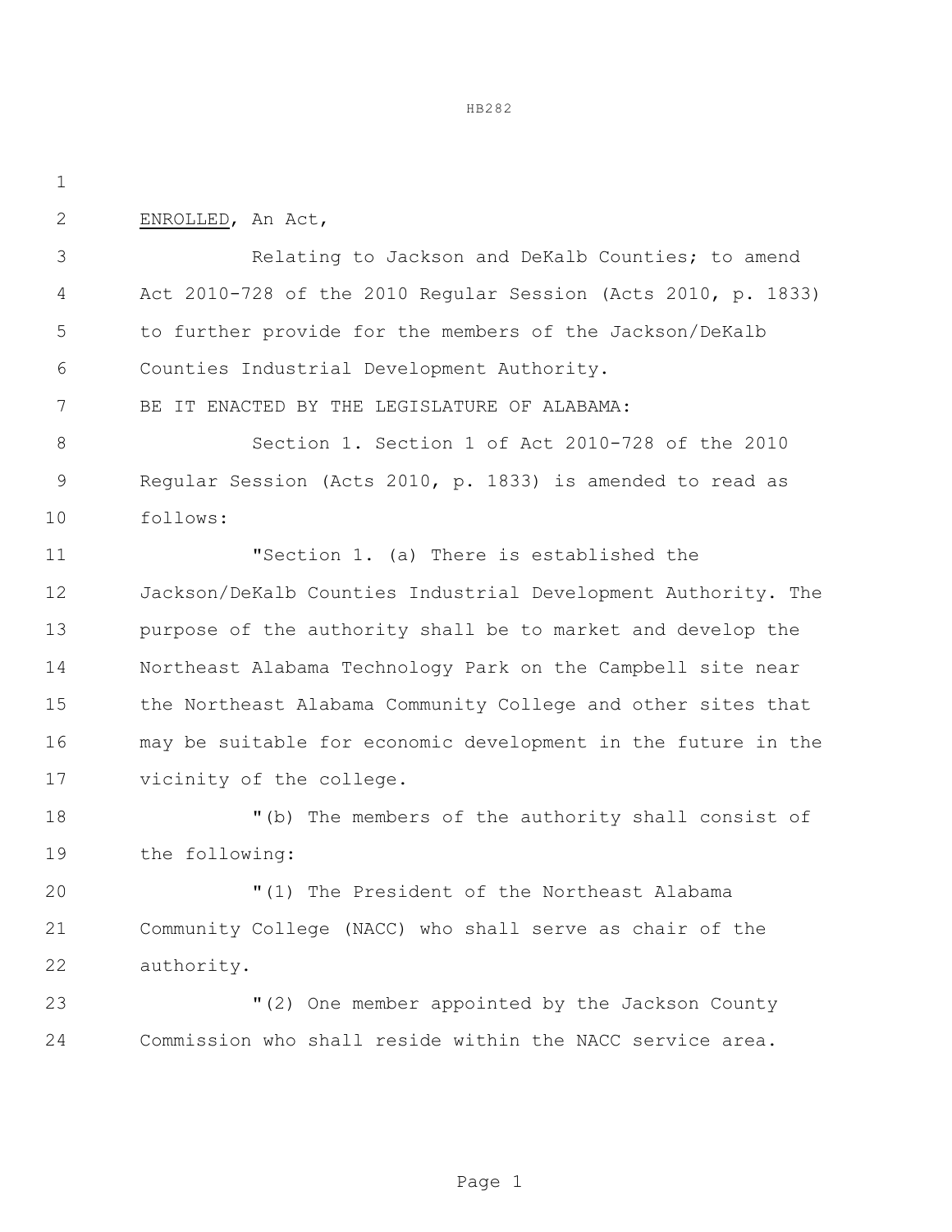ENROLLED, An Act,

Relating to Jackson and DeKalb Counties; to amend Act 2010-728 of the 2010 Regular Session (Acts 2010, p. 1833) to further provide for the members of the Jackson/DeKalb Counties Industrial Development Authority.

BE IT ENACTED BY THE LEGISLATURE OF ALABAMA:

Section 1. Section 1 of Act 2010-728 of the 2010 Regular Session (Acts 2010, p. 1833) is amended to read as follows:

"Section 1. (a) There is established the Jackson/DeKalb Counties Industrial Development Authority. The purpose of the authority shall be to market and develop the Northeast Alabama Technology Park on the Campbell site near the Northeast Alabama Community College and other sites that may be suitable for economic development in the future in the vicinity of the college.

"(b) The members of the authority shall consist of the following:

"(1) The President of the Northeast Alabama Community College (NACC) who shall serve as chair of the authority.

"(2) One member appointed by the Jackson County Commission who shall reside within the NACC service area.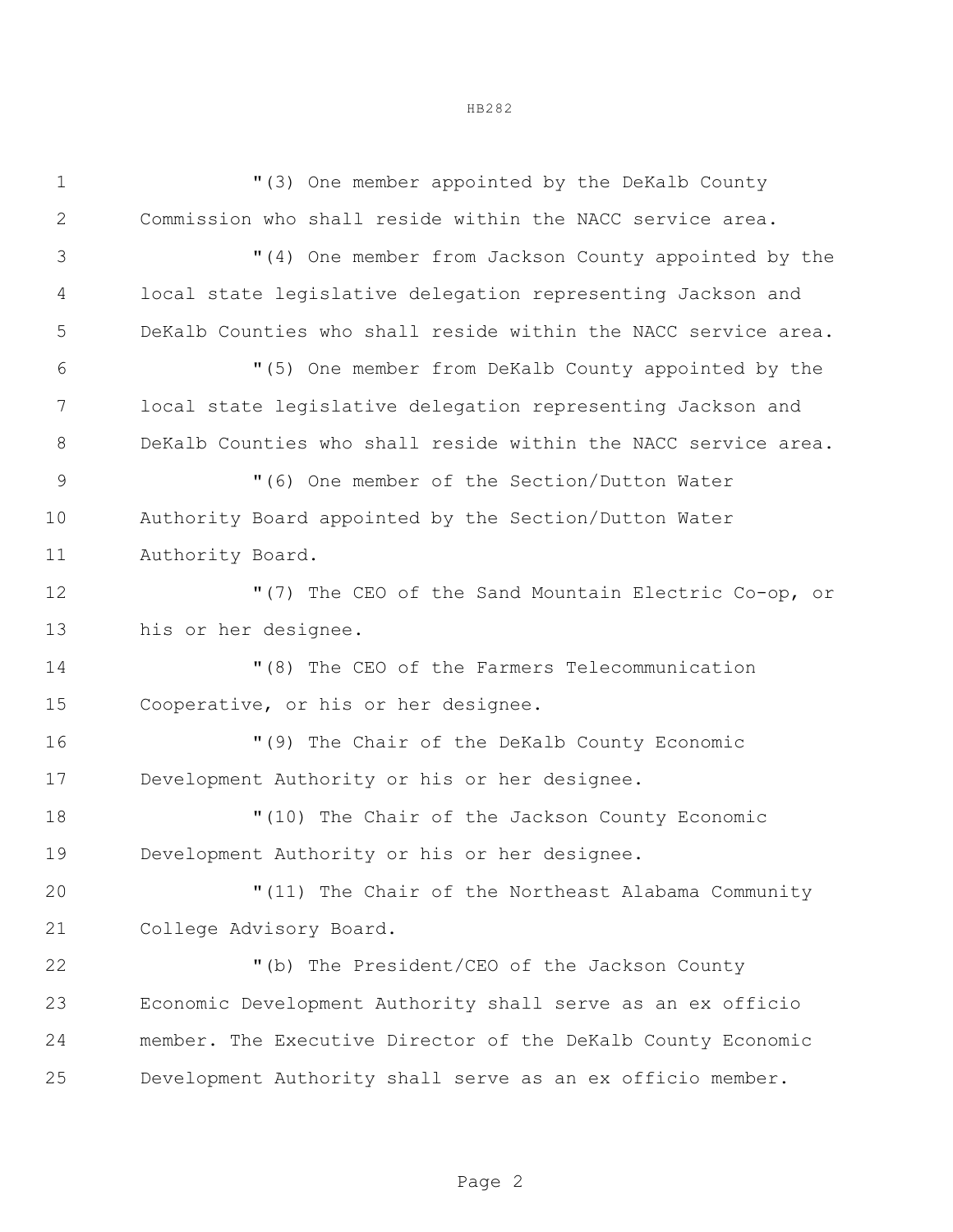"(3) One member appointed by the DeKalb County Commission who shall reside within the NACC service area.

"(4) One member from Jackson County appointed by the local state legislative delegation representing Jackson and DeKalb Counties who shall reside within the NACC service area.

"(5) One member from DeKalb County appointed by the local state legislative delegation representing Jackson and DeKalb Counties who shall reside within the NACC service area.

"(6) One member of the Section/Dutton Water Authority Board appointed by the Section/Dutton Water Authority Board.

"(7) The CEO of the Sand Mountain Electric Co-op, or his or her designee.

"(8) The CEO of the Farmers Telecommunication Cooperative, or his or her designee.

"(9) The Chair of the DeKalb County Economic Development Authority or his or her designee.

"(10) The Chair of the Jackson County Economic Development Authority or his or her designee.

"(11) The Chair of the Northeast Alabama Community College Advisory Board.

"(b) The President/CEO of the Jackson County Economic Development Authority shall serve as an ex officio member. The Executive Director of the DeKalb County Economic Development Authority shall serve as an ex officio member.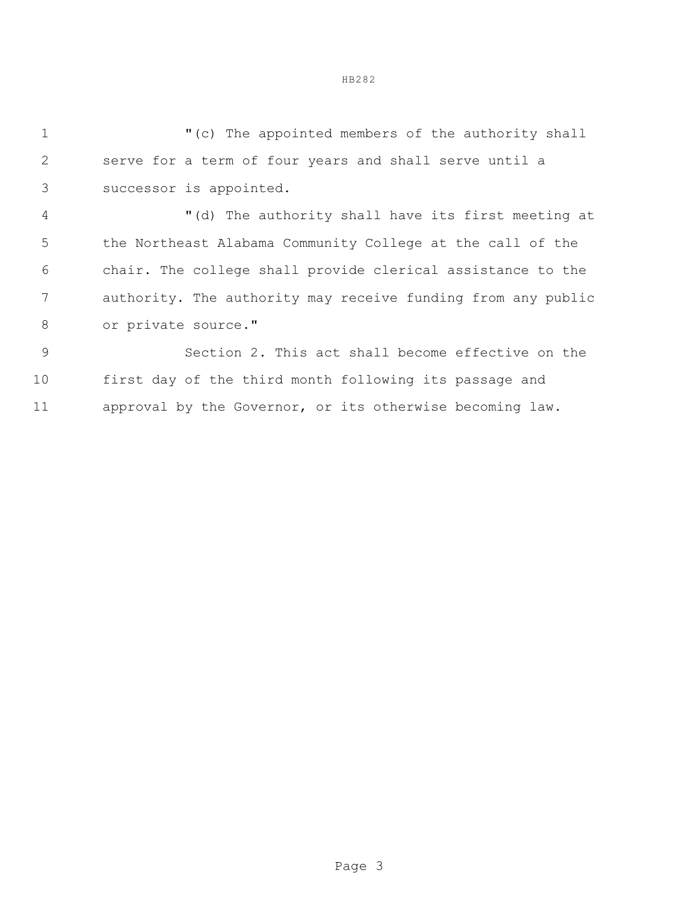"(c) The appointed members of the authority shall serve for a term of four years and shall serve until a successor is appointed.

"(d) The authority shall have its first meeting at the Northeast Alabama Community College at the call of the chair. The college shall provide clerical assistance to the authority. The authority may receive funding from any public or private source."

Section 2. This act shall become effective on the first day of the third month following its passage and approval by the Governor, or its otherwise becoming law.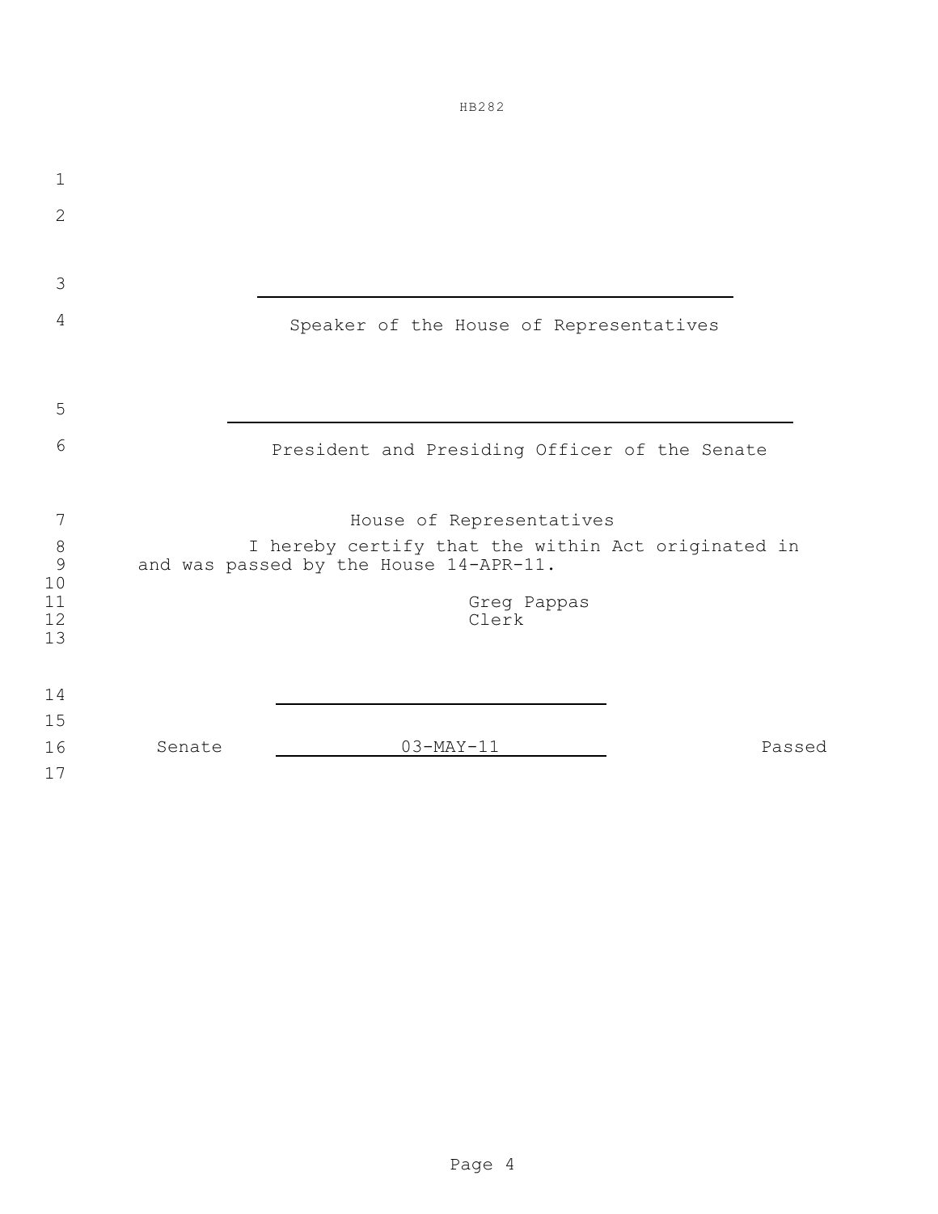\_\_\_\_\_\_\_\_\_\_\_\_\_\_\_\_\_\_\_\_\_\_\_\_\_\_\_\_\_\_\_\_\_\_\_\_\_\_\_\_

Speaker of the House of Representatives

\_\_\_\_\_\_\_\_\_\_\_\_\_\_\_\_\_\_\_\_\_\_\_\_\_\_\_\_\_\_\_\_\_\_\_\_\_\_\_\_

President and Presiding Officer of the Senate

House of Representatives

I hereby certify that the within Act originated in and was passed by the House 14-APR-11.

Greg Pappas
Clerk

\_\_\_\_\_\_\_\_\_\_\_\_\_\_\_\_\_\_\_\_\_\_\_\_\_\_\_\_

Senate 03-MAY-11 Passed